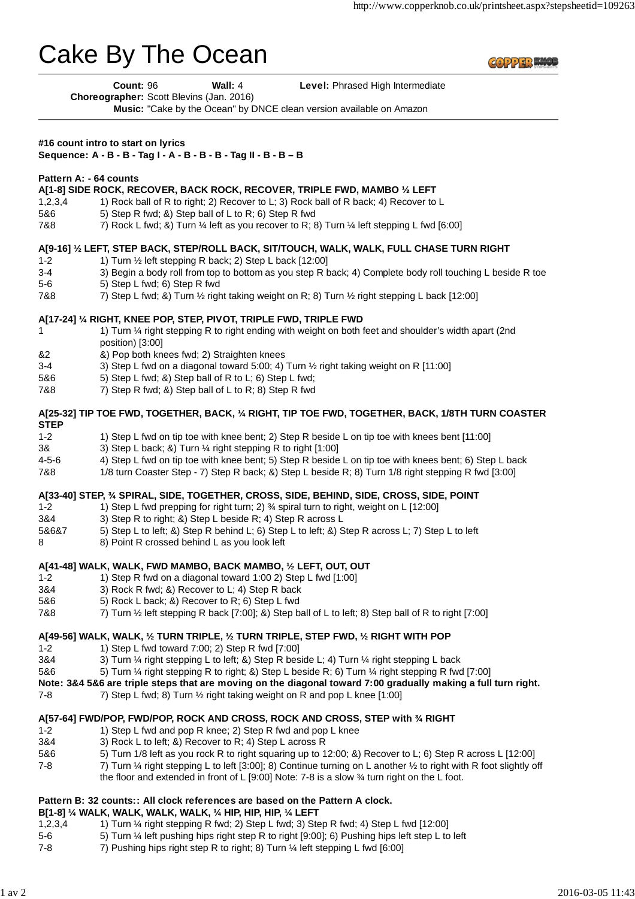# Cake By The Ocean

**Count:** 96 **Wall:** 4 **Level:** Phrased High Intermediate
**Choreographer:** Scott Blevins (Jan. 2016)
**Music:** "Cake by the Ocean" by DNCE clean version available on Amazon

**#16 count intro to start on lyrics**
**Sequence: A - B - B - Tag I - A - B - B - B - Tag II - B - B – B**

**Pattern A: - 64 counts**

**A[1-8] SIDE ROCK, RECOVER, BACK ROCK, RECOVER, TRIPLE FWD, MAMBO ½ LEFT**

| | |
|---|---|
| 1,2,3,4 | 1) Rock ball of R to right; 2) Recover to L; 3) Rock ball of R back; 4) Recover to L |
| 5&6 | 5) Step R fwd; &) Step ball of L to R; 6) Step R fwd |
| 7&8 | 7) Rock L fwd; &) Turn ¼ left as you recover to R; 8) Turn ¼ left stepping L fwd [6:00] |

**A[9-16] ½ LEFT, STEP BACK, STEP/ROLL BACK, SIT/TOUCH, WALK, WALK, FULL CHASE TURN RIGHT**

| | |
|---|---|
| 1-2 | 1) Turn ½ left stepping R back; 2) Step L back [12:00] |
| 3-4 | 3) Begin a body roll from top to bottom as you step R back; 4) Complete body roll touching L beside R toe |
| 5-6 | 5) Step L fwd; 6) Step R fwd |
| 7&8 | 7) Step L fwd; &) Turn ½ right taking weight on R; 8) Turn ½ right stepping L back [12:00] |

**A[17-24] ¼ RIGHT, KNEE POP, STEP, PIVOT, TRIPLE FWD, TRIPLE FWD**

| | |
|---|---|
| 1 | 1) Turn ¼ right stepping R to right ending with weight on both feet and shoulder's width apart (2nd position) [3:00] |
| &2 | &) Pop both knees fwd; 2) Straighten knees |
| 3-4 | 3) Step L fwd on a diagonal toward 5:00; 4) Turn ½ right taking weight on R [11:00] |
| 5&6 | 5) Step L fwd; &) Step ball of R to L; 6) Step L fwd; |
| 7&8 | 7) Step R fwd; &) Step ball of L to R; 8) Step R fwd |

**A[25-32] TIP TOE FWD, TOGETHER, BACK, ¼ RIGHT, TIP TOE FWD, TOGETHER, BACK, 1/8TH TURN COASTER STEP**

| | |
|---|---|
| 1-2 | 1) Step L fwd on tip toe with knee bent; 2) Step R beside L on tip toe with knees bent [11:00] |
| 3& | 3) Step L back; &) Turn ¼ right stepping R to right [1:00] |
| 4-5-6 | 4) Step L fwd on tip toe with knee bent; 5) Step R beside L on tip toe with knees bent; 6) Step L back |
| 7&8 | 1/8 turn Coaster Step - 7) Step R back; &) Step L beside R; 8) Turn 1/8 right stepping R fwd [3:00] |

**A[33-40] STEP, ¾ SPIRAL, SIDE, TOGETHER, CROSS, SIDE, BEHIND, SIDE, CROSS, SIDE, POINT**

| | |
|---|---|
| 1-2 | 1) Step L fwd prepping for right turn; 2) ¾ spiral turn to right, weight on L [12:00] |
| 3&4 | 3) Step R to right; &) Step L beside R; 4) Step R across L |
| 5&6&7 | 5) Step L to left; &) Step R behind L; 6) Step L to left; &) Step R across L; 7) Step L to left |
| 8 | 8) Point R crossed behind L as you look left |

**A[41-48] WALK, WALK, FWD MAMBO, BACK MAMBO, ½ LEFT, OUT, OUT**

| | |
|---|---|
| 1-2 | 1) Step R fwd on a diagonal toward 1:00 2) Step L fwd [1:00] |
| 3&4 | 3) Rock R fwd; &) Recover to L; 4) Step R back |
| 5&6 | 5) Rock L back; &) Recover to R; 6) Step L fwd |
| 7&8 | 7) Turn ½ left stepping R back [7:00]; &) Step ball of L to left; 8) Step ball of R to right [7:00] |

**A[49-56] WALK, WALK, ½ TURN TRIPLE, ½ TURN TRIPLE, STEP FWD, ½ RIGHT WITH POP**

| | |
|---|---|
| 1-2 | 1) Step L fwd toward 7:00; 2) Step R fwd [7:00] |
| 3&4 | 3) Turn ¼ right stepping L to left; &) Step R beside L; 4) Turn ¼ right stepping L back |
| 5&6 | 5) Turn ¼ right stepping R to right; &) Step L beside R; 6) Turn ¼ right stepping R fwd [7:00] |

**Note: 3&4 5&6 are triple steps that are moving on the diagonal toward 7:00 gradually making a full turn right.**

| | |
|---|---|
| 7-8 | 7) Step L fwd; 8) Turn ½ right taking weight on R and pop L knee [1:00] |

**A[57-64] FWD/POP, FWD/POP, ROCK AND CROSS, ROCK AND CROSS, STEP with ¾ RIGHT**

| | |
|---|---|
| 1-2 | 1) Step L fwd and pop R knee; 2) Step R fwd and pop L knee |
| 3&4 | 3) Rock L to left; &) Recover to R; 4) Step L across R |
| 5&6 | 5) Turn 1/8 left as you rock R to right squaring up to 12:00; &) Recover to L; 6) Step R across L [12:00] |
| 7-8 | 7) Turn ¼ right stepping L to left [3:00]; 8) Continue turning on L another ½ to right with R foot slightly off the floor and extended in front of L [9:00] Note: 7-8 is a slow ¾ turn right on the L foot. |

**Pattern B: 32 counts:: All clock references are based on the Pattern A clock.**

**B[1-8] ¼ WALK, WALK, WALK, WALK, ¼ HIP, HIP, HIP, ¼ LEFT**

| | |
|---|---|
| 1,2,3,4 | 1) Turn ¼ right stepping R fwd; 2) Step L fwd; 3) Step R fwd; 4) Step L fwd [12:00] |
| 5-6 | 5) Turn ¼ left pushing hips right step R to right [9:00]; 6) Pushing hips left step L to left |
| 7-8 | 7) Pushing hips right step R to right; 8) Turn ¼ left stepping L fwd [6:00] |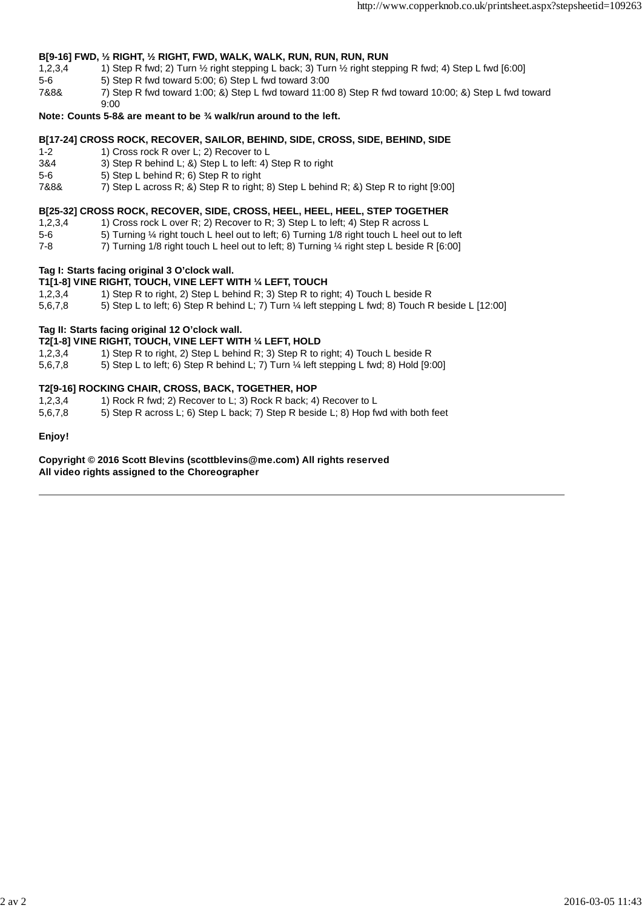**B[9-16] FWD, ½ RIGHT, ½ RIGHT, FWD, WALK, WALK, RUN, RUN, RUN, RUN**

| | |
|---|---|
| 1,2,3,4 | 1) Step R fwd; 2) Turn ½ right stepping L back; 3) Turn ½ right stepping R fwd; 4) Step L fwd [6:00] |
| 5-6 | 5) Step R fwd toward 5:00; 6) Step L fwd toward 3:00 |
| 7&8& | 7) Step R fwd toward 1:00; &) Step L fwd toward 11:00 8) Step R fwd toward 10:00; &) Step L fwd toward 9:00 |

**Note: Counts 5-8& are meant to be ¾ walk/run around to the left.**

**B[17-24] CROSS ROCK, RECOVER, SAILOR, BEHIND, SIDE, CROSS, SIDE, BEHIND, SIDE**

| | |
|---|---|
| 1-2 | 1) Cross rock R over L; 2) Recover to L |
| 3&4 | 3) Step R behind L; &) Step L to left: 4) Step R to right |
| 5-6 | 5) Step L behind R; 6) Step R to right |
| 7&8& | 7) Step L across R; &) Step R to right; 8) Step L behind R; &) Step R to right [9:00] |

**B[25-32] CROSS ROCK, RECOVER, SIDE, CROSS, HEEL, HEEL, HEEL, STEP TOGETHER**

| | |
|---|---|
| 1,2,3,4 | 1) Cross rock L over R; 2) Recover to R; 3) Step L to left; 4) Step R across L |
| 5-6 | 5) Turning ¼ right touch L heel out to left; 6) Turning 1/8 right touch L heel out to left |
| 7-8 | 7) Turning 1/8 right touch L heel out to left; 8) Turning ¼ right step L beside R [6:00] |

**Tag I: Starts facing original 3 O'clock wall.**
**T1[1-8] VINE RIGHT, TOUCH, VINE LEFT WITH ¼ LEFT, TOUCH**

| | |
|---|---|
| 1,2,3,4 | 1) Step R to right, 2) Step L behind R; 3) Step R to right; 4) Touch L beside R |
| 5,6,7,8 | 5) Step L to left; 6) Step R behind L; 7) Turn ¼ left stepping L fwd; 8) Touch R beside L [12:00] |

**Tag II: Starts facing original 12 O'clock wall.**
**T2[1-8] VINE RIGHT, TOUCH, VINE LEFT WITH ¼ LEFT, HOLD**

| | |
|---|---|
| 1,2,3,4 | 1) Step R to right, 2) Step L behind R; 3) Step R to right; 4) Touch L beside R |
| 5,6,7,8 | 5) Step L to left; 6) Step R behind L; 7) Turn ¼ left stepping L fwd; 8) Hold [9:00] |

**T2[9-16] ROCKING CHAIR, CROSS, BACK, TOGETHER, HOP**

| | |
|---|---|
| 1,2,3,4 | 1) Rock R fwd; 2) Recover to L; 3) Rock R back; 4) Recover to L |
| 5,6,7,8 | 5) Step R across L; 6) Step L back; 7) Step R beside L; 8) Hop fwd with both feet |

**Enjoy!**

**Copyright © 2016 Scott Blevins (scottblevins@me.com) All rights reserved**
**All video rights assigned to the Choreographer**